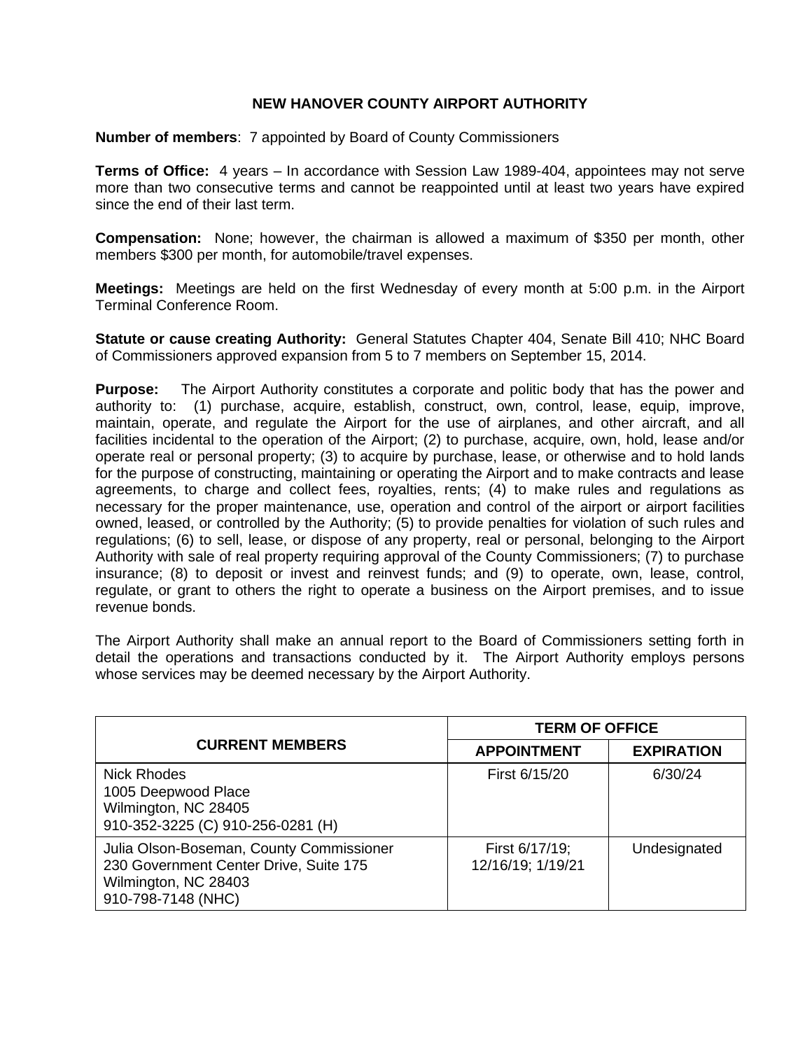# NEW HANOVER COUNTY AIRPORT AUTHORITY

**Number of members**: 7 appointed by Board of County Commissioners

**Terms of Office:** 4 years – In accordance with Session Law 1989-404, appointees may not serve more than two consecutive terms and cannot be reappointed until at least two years have expired since the end of their last term.

**Compensation:** None; however, the chairman is allowed a maximum of $350 per month, other members $300 per month, for automobile/travel expenses.

**Meetings:** Meetings are held on the first Wednesday of every month at 5:00 p.m. in the Airport Terminal Conference Room.

**Statute or cause creating Authority:** General Statutes Chapter 404, Senate Bill 410; NHC Board of Commissioners approved expansion from 5 to 7 members on September 15, 2014.

**Purpose:** The Airport Authority constitutes a corporate and politic body that has the power and authority to: (1) purchase, acquire, establish, construct, own, control, lease, equip, improve, maintain, operate, and regulate the Airport for the use of airplanes, and other aircraft, and all facilities incidental to the operation of the Airport; (2) to purchase, acquire, own, hold, lease and/or operate real or personal property; (3) to acquire by purchase, lease, or otherwise and to hold lands for the purpose of constructing, maintaining or operating the Airport and to make contracts and lease agreements, to charge and collect fees, royalties, rents; (4) to make rules and regulations as necessary for the proper maintenance, use, operation and control of the airport or airport facilities owned, leased, or controlled by the Authority; (5) to provide penalties for violation of such rules and regulations; (6) to sell, lease, or dispose of any property, real or personal, belonging to the Airport Authority with sale of real property requiring approval of the County Commissioners; (7) to purchase insurance; (8) to deposit or invest and reinvest funds; and (9) to operate, own, lease, control, regulate, or grant to others the right to operate a business on the Airport premises, and to issue revenue bonds.

The Airport Authority shall make an annual report to the Board of Commissioners setting forth in detail the operations and transactions conducted by it. The Airport Authority employs persons whose services may be deemed necessary by the Airport Authority.

| CURRENT MEMBERS | TERM OF OFFICE | |
|---|---|---|
| | **APPOINTMENT** | **EXPIRATION** |
| Nick Rhodes<br>1005 Deepwood Place<br>Wilmington, NC 28405<br>910-352-3225 (C) 910-256-0281 (H) | First 6/15/20 | 6/30/24 |
| Julia Olson-Boseman, County Commissioner<br>230 Government Center Drive, Suite 175<br>Wilmington, NC 28403<br>910-798-7148 (NHC) | First 6/17/19;<br>12/16/19; 1/19/21 | Undesignated |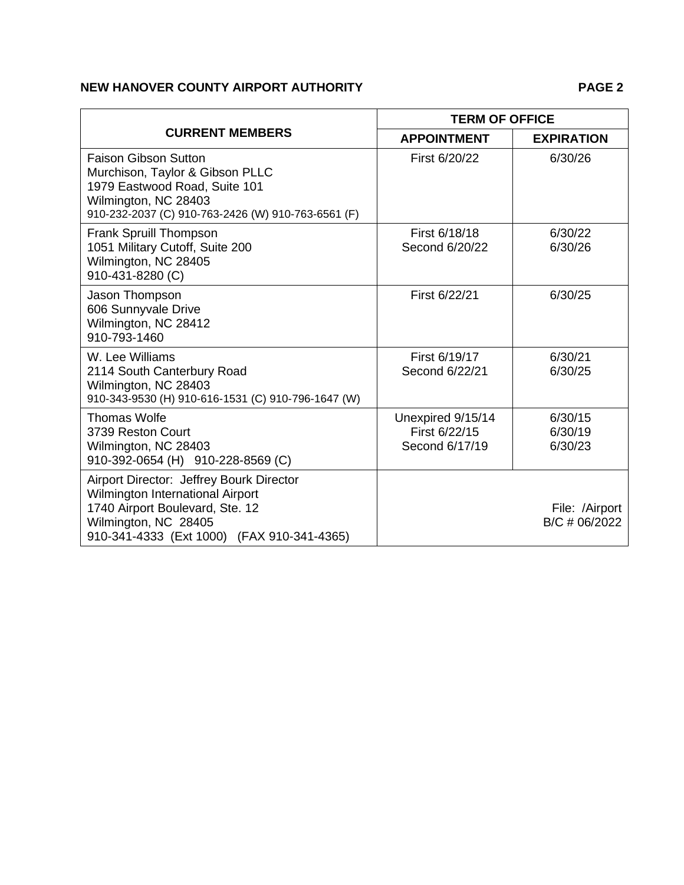## NEW HANOVER COUNTY AIRPORT AUTHORITY

| CURRENT MEMBERS | TERM OF OFFICE | |
|---|---|---|
| | **APPOINTMENT** | **EXPIRATION** |
| Faison Gibson Sutton<br>Murchison, Taylor & Gibson PLLC<br>1979 Eastwood Road, Suite 101<br>Wilmington, NC 28403<br>910-232-2037 (C) 910-763-2426 (W) 910-763-6561 (F) | First 6/20/22 | 6/30/26 |
| Frank Spruill Thompson<br>1051 Military Cutoff, Suite 200<br>Wilmington, NC 28405<br>910-431-8280 (C) | First 6/18/18<br>Second 6/20/22 | 6/30/22<br>6/30/26 |
| Jason Thompson<br>606 Sunnyvale Drive<br>Wilmington, NC 28412<br>910-793-1460 | First 6/22/21 | 6/30/25 |
| W. Lee Williams<br>2114 South Canterbury Road<br>Wilmington, NC 28403<br>910-343-9530 (H) 910-616-1531 (C) 910-796-1647 (W) | First 6/19/17<br>Second 6/22/21 | 6/30/21<br>6/30/25 |
| Thomas Wolfe<br>3739 Reston Court<br>Wilmington, NC 28403<br>910-392-0654 (H) 910-228-8569 (C) | Unexpired 9/15/14<br>First 6/22/15<br>Second 6/17/19 | 6/30/15<br>6/30/19<br>6/30/23 |
| Airport Director: Jeffrey Bourk Director<br>Wilmington International Airport<br>1740 Airport Boulevard, Ste. 12<br>Wilmington, NC 28405<br>910-341-4333 (Ext 1000) (FAX 910-341-4365) | | File: /Airport<br>B/C # 06/2022 |